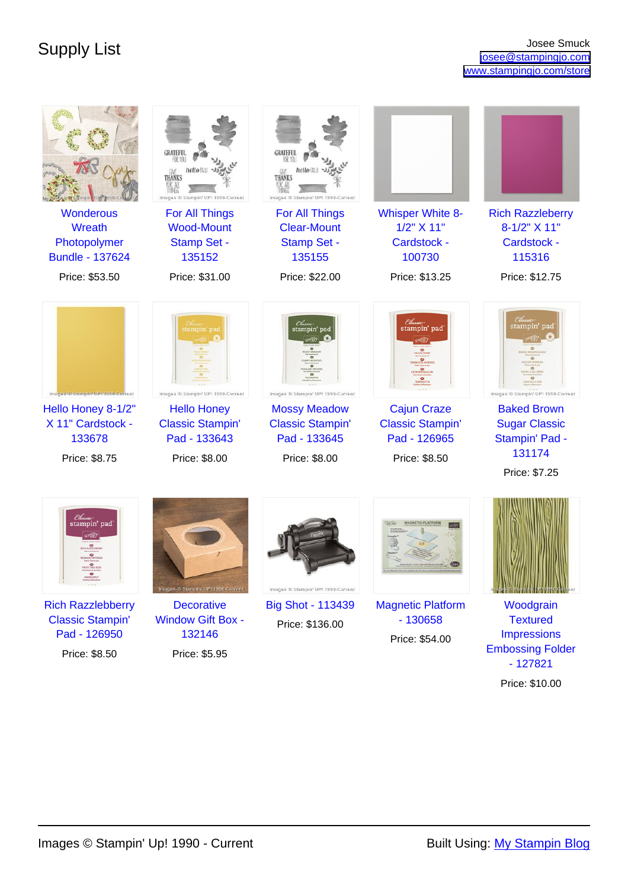# Supply List

Josee Smuck
josee@stampingjo.com
www.stampingjo.com/store

| Item | Price |
| --- | --- |
| Wonderous Wreath Photopolymer Bundle - 137624 | Price: $53.50 |
| For All Things Wood-Mount Stamp Set - 135152 | Price: $31.00 |
| For All Things Clear-Mount Stamp Set - 135155 | Price: $22.00 |
| Whisper White 8-1/2" X 11" Cardstock - 100730 | Price: $13.25 |
| Rich Razzleberry 8-1/2" X 11" Cardstock - 115316 | Price: $12.75 |
| Hello Honey 8-1/2" X 11" Cardstock - 133678 | Price: $8.75 |
| Hello Honey Classic Stampin' Pad - 133643 | Price: $8.00 |
| Mossy Meadow Classic Stampin' Pad - 133645 | Price: $8.00 |
| Cajun Craze Classic Stampin' Pad - 126965 | Price: $8.50 |
| Baked Brown Sugar Classic Stampin' Pad - 131174 | Price: $7.25 |
| Rich Razzlebberry Classic Stampin' Pad - 126950 | Price: $8.50 |
| Decorative Window Gift Box - 132146 | Price: $5.95 |
| Big Shot - 113439 | Price: $136.00 |
| Magnetic Platform - 130658 | Price: $54.00 |
| Woodgrain Textured Impressions Embossing Folder - 127821 | Price: $10.00 |

Images © Stampin' Up! 1990 - Current

Built Using: My Stampin Blog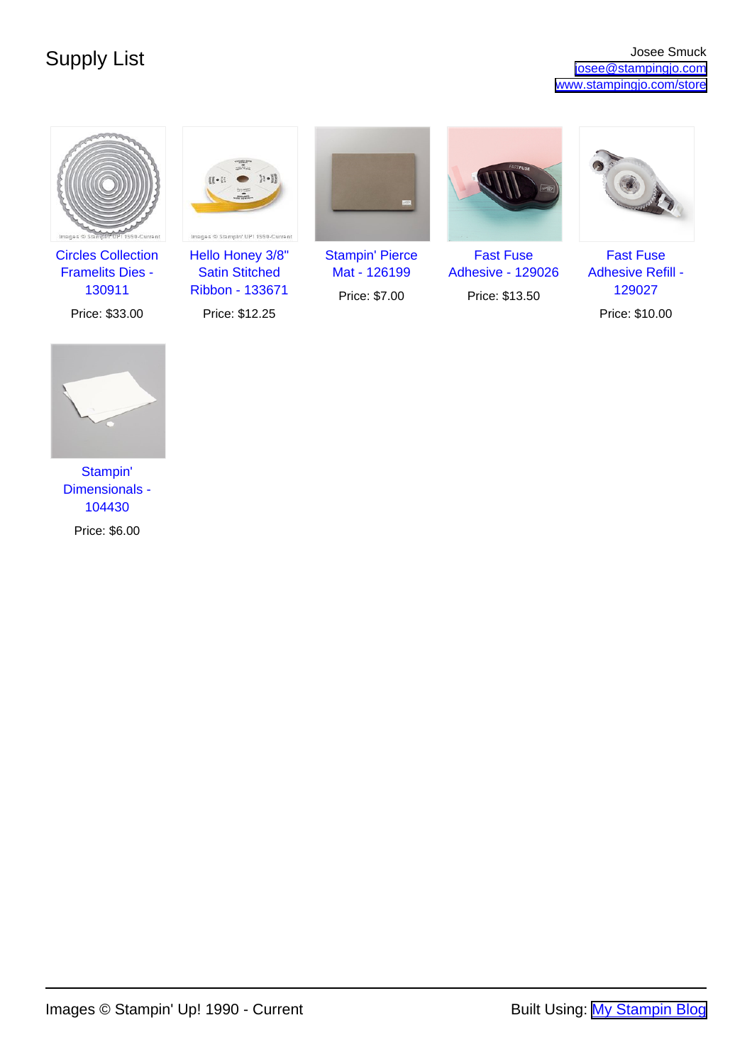# Supply List

Josee Smuck
josee@stampingjo.com
www.stampingjo.com/store

Circles Collection Framelits Dies - 130911

Price: $33.00

Hello Honey 3/8" Satin Stitched Ribbon - 133671

Price: $12.25

Stampin' Pierce Mat - 126199

Price: $7.00

Fast Fuse Adhesive - 129026

Price: $13.50

Fast Fuse Adhesive Refill - 129027

Price: $10.00

Stampin' Dimensionals - 104430

Price: $6.00

Images © Stampin' Up! 1990 - Current

Built Using: My Stampin Blog